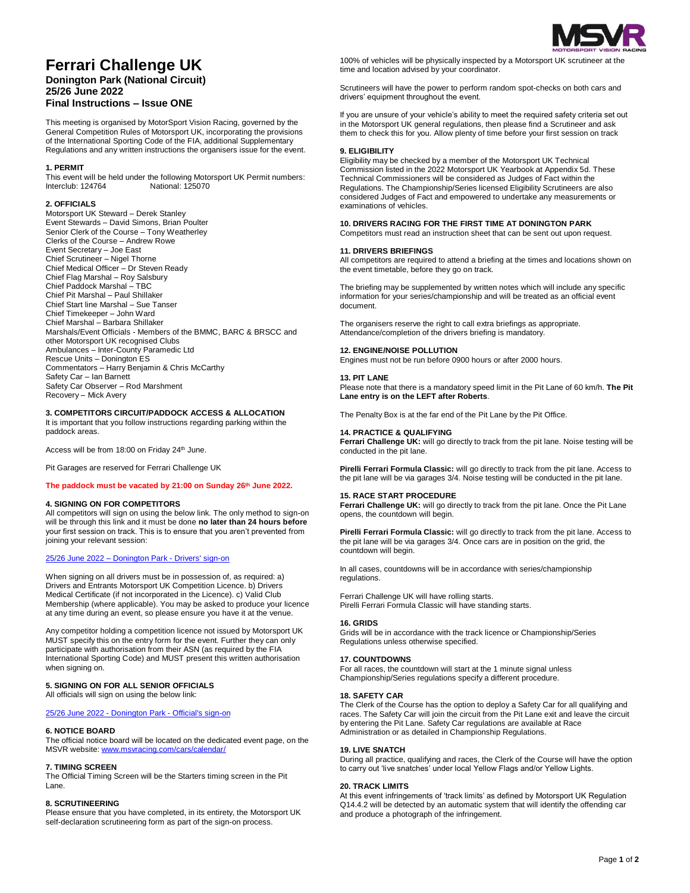# Ferrari Challenge UK

## Donington Park (National Circuit)
## 25/26 June 2022
## Final Instructions – Issue ONE

This meeting is organised by MotorSport Vision Racing, governed by the General Competition Rules of Motorsport UK, incorporating the provisions of the International Sporting Code of the FIA, additional Supplementary Regulations and any written instructions the organisers issue for the event.

### 1. PERMIT

This event will be held under the following Motorsport UK Permit numbers:
Interclub: 124764 National: 125070

### 2. OFFICIALS

Motorsport UK Steward – Derek Stanley
Event Stewards – David Simons, Brian Poulter
Senior Clerk of the Course – Tony Weatherley
Clerks of the Course – Andrew Rowe
Event Secretary – Joe East
Chief Scrutineer – Nigel Thorne
Chief Medical Officer – Dr Steven Ready
Chief Flag Marshal – Roy Salsbury
Chief Paddock Marshal – TBC
Chief Pit Marshal – Paul Shillaker
Chief Start line Marshal – Sue Tanser
Chief Timekeeper – John Ward
Chief Marshal – Barbara Shillaker
Marshals/Event Officials - Members of the BMMC, BARC & BRSCC and other Motorsport UK recognised Clubs
Ambulances – Inter-County Paramedic Ltd
Rescue Units – Donington ES
Commentators – Harry Benjamin & Chris McCarthy
Safety Car – Ian Barnett
Safety Car Observer – Rod Marshment
Recovery – Mick Avery

### 3. COMPETITORS CIRCUIT/PADDOCK ACCESS & ALLOCATION

It is important that you follow instructions regarding parking within the paddock areas.

Access will be from 18:00 on Friday 24th June.

Pit Garages are reserved for Ferrari Challenge UK

**The paddock must be vacated by 21:00 on Sunday 26th June 2022.**

### 4. SIGNING ON FOR COMPETITORS

All competitors will sign on using the below link. The only method to sign-on will be through this link and it must be done **no later than 24 hours before** your first session on track. This is to ensure that you aren't prevented from joining your relevant session:

25/26 June 2022 – Donington Park - Drivers' sign-on

When signing on all drivers must be in possession of, as required: a) Drivers and Entrants Motorsport UK Competition Licence. b) Drivers Medical Certificate (if not incorporated in the Licence). c) Valid Club Membership (where applicable). You may be asked to produce your licence at any time during an event, so please ensure you have it at the venue.

Any competitor holding a competition licence not issued by Motorsport UK MUST specify this on the entry form for the event. Further they can only participate with authorisation from their ASN (as required by the FIA International Sporting Code) and MUST present this written authorisation when signing on.

### 5. SIGNING ON FOR ALL SENIOR OFFICIALS

All officials will sign on using the below link:

25/26 June 2022 - Donington Park - Official's sign-on

### 6. NOTICE BOARD

The official notice board will be located on the dedicated event page, on the MSVR website: www.msvracing.com/cars/calendar/

### 7. TIMING SCREEN

The Official Timing Screen will be the Starters timing screen in the Pit Lane.

### 8. SCRUTINEERING

Please ensure that you have completed, in its entirety, the Motorsport UK self-declaration scrutineering form as part of the sign-on process.

100% of vehicles will be physically inspected by a Motorsport UK scrutineer at the time and location advised by your coordinator.

Scrutineers will have the power to perform random spot-checks on both cars and drivers' equipment throughout the event.

If you are unsure of your vehicle's ability to meet the required safety criteria set out in the Motorsport UK general regulations, then please find a Scrutineer and ask them to check this for you. Allow plenty of time before your first session on track

### 9. ELIGIBILITY

Eligibility may be checked by a member of the Motorsport UK Technical Commission listed in the 2022 Motorsport UK Yearbook at Appendix 5d. These Technical Commissioners will be considered as Judges of Fact within the Regulations. The Championship/Series licensed Eligibility Scrutineers are also considered Judges of Fact and empowered to undertake any measurements or examinations of vehicles.

### 10. DRIVERS RACING FOR THE FIRST TIME AT DONINGTON PARK

Competitors must read an instruction sheet that can be sent out upon request.

### 11. DRIVERS BRIEFINGS

All competitors are required to attend a briefing at the times and locations shown on the event timetable, before they go on track.

The briefing may be supplemented by written notes which will include any specific information for your series/championship and will be treated as an official event document.

The organisers reserve the right to call extra briefings as appropriate. Attendance/completion of the drivers briefing is mandatory.

### 12. ENGINE/NOISE POLLUTION

Engines must not be run before 0900 hours or after 2000 hours.

### 13. PIT LANE

Please note that there is a mandatory speed limit in the Pit Lane of 60 km/h. **The Pit Lane entry is on the LEFT after Roberts**.

The Penalty Box is at the far end of the Pit Lane by the Pit Office.

### 14. PRACTICE & QUALIFYING

**Ferrari Challenge UK:** will go directly to track from the pit lane. Noise testing will be conducted in the pit lane.

**Pirelli Ferrari Formula Classic:** will go directly to track from the pit lane. Access to the pit lane will be via garages 3/4. Noise testing will be conducted in the pit lane.

### 15. RACE START PROCEDURE

**Ferrari Challenge UK:** will go directly to track from the pit lane. Once the Pit Lane opens, the countdown will begin.

**Pirelli Ferrari Formula Classic:** will go directly to track from the pit lane. Access to the pit lane will be via garages 3/4. Once cars are in position on the grid, the countdown will begin.

In all cases, countdowns will be in accordance with series/championship regulations.

Ferrari Challenge UK will have rolling starts.
Pirelli Ferrari Formula Classic will have standing starts.

### 16. GRIDS

Grids will be in accordance with the track licence or Championship/Series Regulations unless otherwise specified.

### 17. COUNTDOWNS

For all races, the countdown will start at the 1 minute signal unless Championship/Series regulations specify a different procedure.

### 18. SAFETY CAR

The Clerk of the Course has the option to deploy a Safety Car for all qualifying and races. The Safety Car will join the circuit from the Pit Lane exit and leave the circuit by entering the Pit Lane. Safety Car regulations are available at Race Administration or as detailed in Championship Regulations.

### 19. LIVE SNATCH

During all practice, qualifying and races, the Clerk of the Course will have the option to carry out 'live snatches' under local Yellow Flags and/or Yellow Lights.

### 20. TRACK LIMITS

At this event infringements of 'track limits' as defined by Motorsport UK Regulation Q14.4.2 will be detected by an automatic system that will identify the offending car and produce a photograph of the infringement.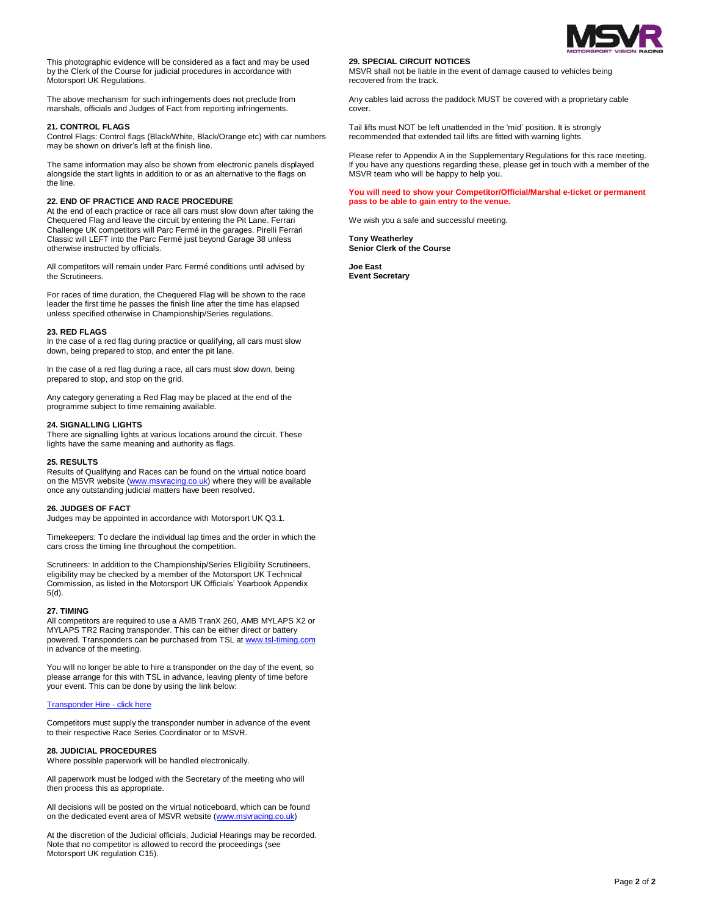This photographic evidence will be considered as a fact and may be used by the Clerk of the Course for judicial procedures in accordance with Motorsport UK Regulations.

The above mechanism for such infringements does not preclude from marshals, officials and Judges of Fact from reporting infringements.

**21. CONTROL FLAGS**

Control Flags: Control flags (Black/White, Black/Orange etc) with car numbers may be shown on driver's left at the finish line.

The same information may also be shown from electronic panels displayed alongside the start lights in addition to or as an alternative to the flags on the line.

**22. END OF PRACTICE AND RACE PROCEDURE**

At the end of each practice or race all cars must slow down after taking the Chequered Flag and leave the circuit by entering the Pit Lane. Ferrari Challenge UK competitors will Parc Fermé in the garages. Pirelli Ferrari Classic will LEFT into the Parc Fermé just beyond Garage 38 unless otherwise instructed by officials.

All competitors will remain under Parc Fermé conditions until advised by the Scrutineers.

For races of time duration, the Chequered Flag will be shown to the race leader the first time he passes the finish line after the time has elapsed unless specified otherwise in Championship/Series regulations.

**23. RED FLAGS**

In the case of a red flag during practice or qualifying, all cars must slow down, being prepared to stop, and enter the pit lane.

In the case of a red flag during a race, all cars must slow down, being prepared to stop, and stop on the grid.

Any category generating a Red Flag may be placed at the end of the programme subject to time remaining available.

**24. SIGNALLING LIGHTS**

There are signalling lights at various locations around the circuit. These lights have the same meaning and authority as flags.

**25. RESULTS**

Results of Qualifying and Races can be found on the virtual notice board on the MSVR website (www.msvracing.co.uk) where they will be available once any outstanding judicial matters have been resolved.

**26. JUDGES OF FACT**

Judges may be appointed in accordance with Motorsport UK Q3.1.

Timekeepers: To declare the individual lap times and the order in which the cars cross the timing line throughout the competition.

Scrutineers: In addition to the Championship/Series Eligibility Scrutineers, eligibility may be checked by a member of the Motorsport UK Technical Commission, as listed in the Motorsport UK Officials' Yearbook Appendix 5(d).

**27. TIMING**

All competitors are required to use a AMB TranX 260, AMB MYLAPS X2 or MYLAPS TR2 Racing transponder. This can be either direct or battery powered. Transponders can be purchased from TSL at www.tsl-timing.com in advance of the meeting.

You will no longer be able to hire a transponder on the day of the event, so please arrange for this with TSL in advance, leaving plenty of time before your event. This can be done by using the link below:

Transponder Hire - click here

Competitors must supply the transponder number in advance of the event to their respective Race Series Coordinator or to MSVR.

**28. JUDICIAL PROCEDURES**

Where possible paperwork will be handled electronically.

All paperwork must be lodged with the Secretary of the meeting who will then process this as appropriate.

All decisions will be posted on the virtual noticeboard, which can be found on the dedicated event area of MSVR website (www.msvracing.co.uk)

At the discretion of the Judicial officials, Judicial Hearings may be recorded. Note that no competitor is allowed to record the proceedings (see Motorsport UK regulation C15).

**29. SPECIAL CIRCUIT NOTICES**

MSVR shall not be liable in the event of damage caused to vehicles being recovered from the track.

Any cables laid across the paddock MUST be covered with a proprietary cable cover.

Tail lifts must NOT be left unattended in the 'mid' position. It is strongly recommended that extended tail lifts are fitted with warning lights.

Please refer to Appendix A in the Supplementary Regulations for this race meeting. If you have any questions regarding these, please get in touch with a member of the MSVR team who will be happy to help you.

**You will need to show your Competitor/Official/Marshal e-ticket or permanent pass to be able to gain entry to the venue.**

We wish you a safe and successful meeting.

**Tony Weatherley**
**Senior Clerk of the Course**

**Joe East**
**Event Secretary**